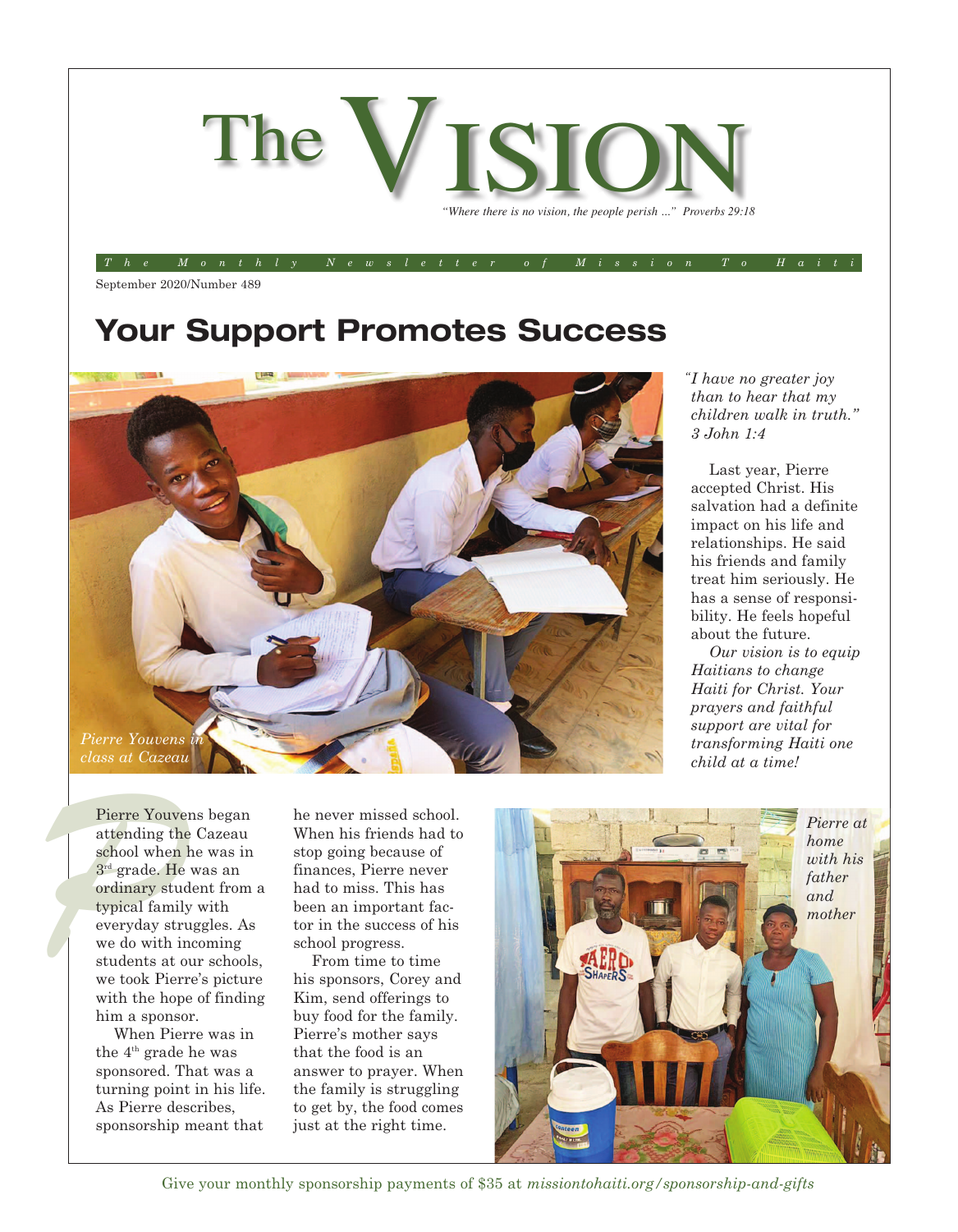# The VISION

*"Where there is no vision, the people perish ..." Proverbs 29:18*

*The Monthly Newsletter of Mission To Haiti*

September 2020/Number 489

## Your Support Promotes Success

*Pierre Youvens in class at Cazeau*

*"I have no greater joy than to hear that my children walk in truth." 3 John 1:4*

Last year, Pierre accepted Christ. His salvation had a definite impact on his life and relationships. He said his friends and family treat him seriously. He has a sense of responsibility. He feels hopeful about the future.

*Our vision is to equip Haitians to change Haiti for Christ. Your prayers and faithful support are vital for transforming Haiti one child at a time!*

Pierre Youvens began attending the Cazeau school when he was in 3rd grade. He was an ordinary student from a typical family with everyday struggles. As we do with incoming students at our schools, we took Pierre's picture with the hope of finding him a sponsor.

When Pierre was in the 4th grade he was sponsored. That was a turning point in his life. As Pierre describes, sponsorship meant that he never missed school. When his friends had to stop going because of finances, Pierre never had to miss. This has been an important factor in the success of his school progress.

From time to time his sponsors, Corey and Kim, send offerings to buy food for the family. Pierre's mother says that the food is an answer to prayer. When the family is struggling to get by, the food comes just at the right time.

*Pierre at home with his father and mother*

Give your monthly sponsorship payments of $35 at *missiontohaiti.org/sponsorship-and-gifts*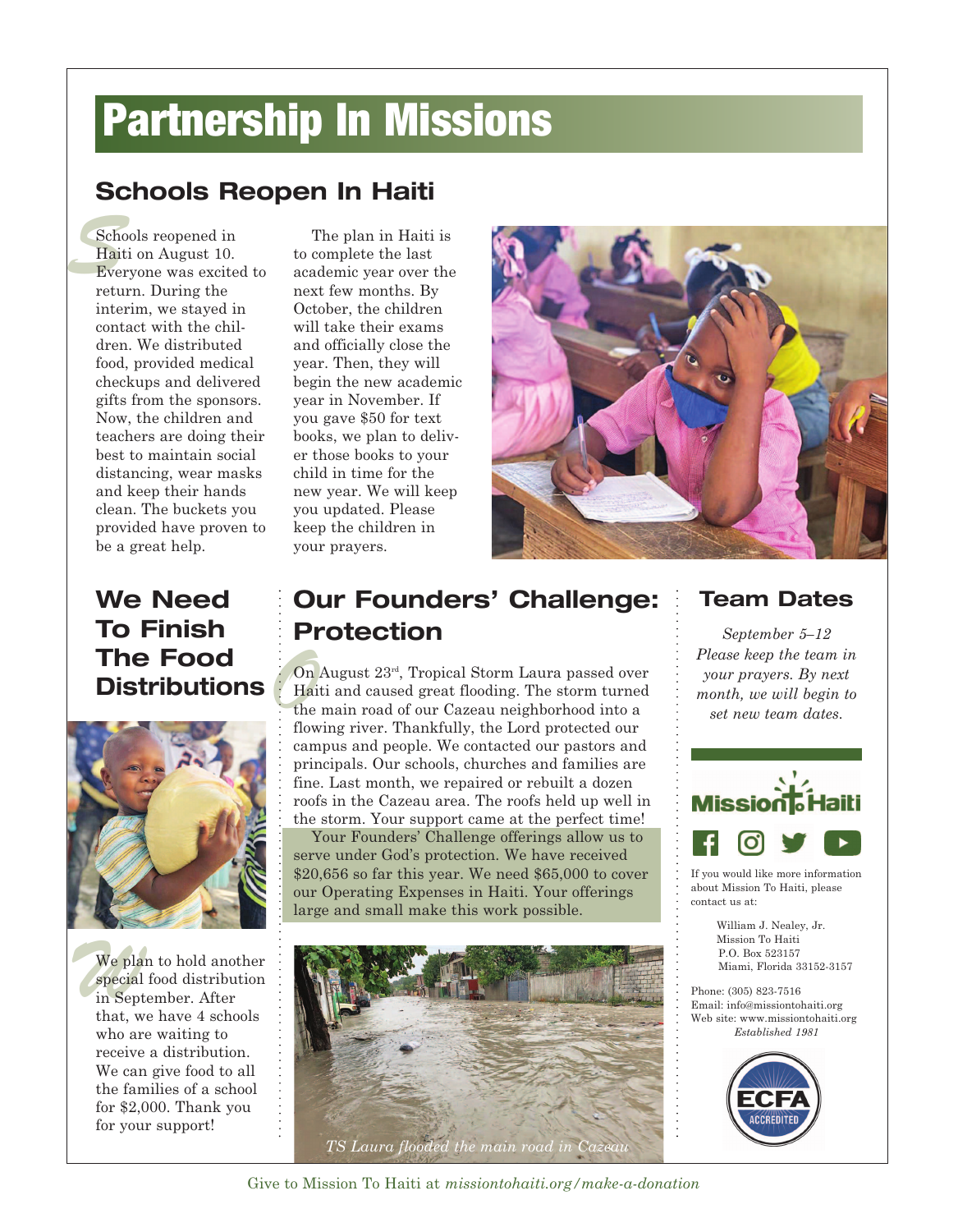# Partnership In Missions

## Schools Reopen In Haiti

Schools reopened in Haiti on August 10. Everyone was excited to return. During the interim, we stayed in contact with the children. We distributed food, provided medical checkups and delivered gifts from the sponsors. Now, the children and teachers are doing their best to maintain social distancing, wear masks and keep their hands clean. The buckets you provided have proven to be a great help.

The plan in Haiti is to complete the last academic year over the next few months. By October, the children will take their exams and officially close the year. Then, they will begin the new academic year in November. If you gave $50 for text books, we plan to deliver those books to your child in time for the new year. We will keep you updated. Please keep the children in your prayers.

## We Need To Finish The Food Distributions

We plan to hold another special food distribution in September. After that, we have 4 schools who are waiting to receive a distribution. We can give food to all the families of a school for $2,000. Thank you for your support!

## Our Founders' Challenge: Protection

On August 23rd, Tropical Storm Laura passed over Haiti and caused great flooding. The storm turned the main road of our Cazeau neighborhood into a flowing river. Thankfully, the Lord protected our campus and people. We contacted our pastors and principals. Our schools, churches and families are fine. Last month, we repaired or rebuilt a dozen roofs in the Cazeau area. The roofs held up well in the storm. Your support came at the perfect time!

Your Founders' Challenge offerings allow us to serve under God's protection. We have received $20,656 so far this year. We need $65,000 to cover our Operating Expenses in Haiti. Your offerings large and small make this work possible.

*TS Laura flooded the main road in Cazeau*

## Team Dates

*September 5–12*
*Please keep the team in your prayers. By next month, we will begin to set new team dates.*

Mission To Haiti

If you would like more information about Mission To Haiti, please contact us at:

William J. Nealey, Jr.
Mission To Haiti
P.O. Box 523157
Miami, Florida 33152-3157

Phone: (305) 823-7516
Email: info@missiontohaiti.org
Web site: www.missiontohaiti.org
*Established 1981*

ECFA ACCREDITED

Give to Mission To Haiti at *missiontohaiti.org/make-a-donation*